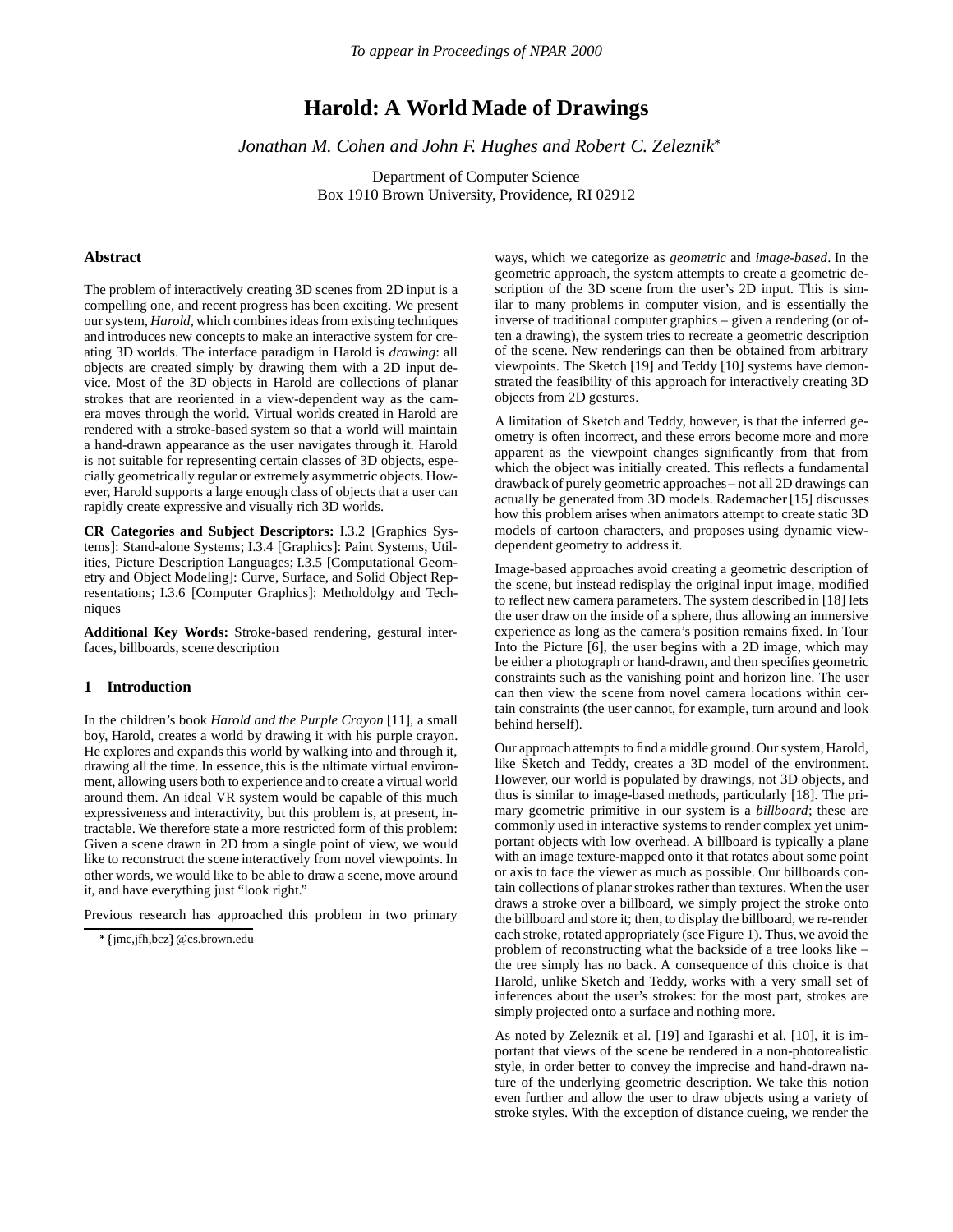# Harold: A World Made of Drawings

*Jonathan M. Cohen and John F. Hughes and Robert C. Zeleznik**

Department of Computer Science
Box 1910 Brown University, Providence, RI 02912

## Abstract

The problem of interactively creating 3D scenes from 2D input is a compelling one, and recent progress has been exciting. We present our system, *Harold*, which combines ideas from existing techniques and introduces new concepts to make an interactive system for creating 3D worlds. The interface paradigm in Harold is *drawing*: all objects are created simply by drawing them with a 2D input device. Most of the 3D objects in Harold are collections of planar strokes that are reoriented in a view-dependent way as the camera moves through the world. Virtual worlds created in Harold are rendered with a stroke-based system so that a world will maintain a hand-drawn appearance as the user navigates through it. Harold is not suitable for representing certain classes of 3D objects, especially geometrically regular or extremely asymmetric objects. However, Harold supports a large enough class of objects that a user can rapidly create expressive and visually rich 3D worlds.

**CR Categories and Subject Descriptors:** I.3.2 [Graphics Systems]: Stand-alone Systems; I.3.4 [Graphics]: Paint Systems, Utilities, Picture Description Languages; I.3.5 [Computational Geometry and Object Modeling]: Curve, Surface, and Solid Object Representations; I.3.6 [Computer Graphics]: Metholdolgy and Techniques

**Additional Key Words:** Stroke-based rendering, gestural interfaces, billboards, scene description

## 1 Introduction

In the children's book *Harold and the Purple Crayon* [11], a small boy, Harold, creates a world by drawing it with his purple crayon. He explores and expands this world by walking into and through it, drawing all the time. In essence, this is the ultimate virtual environment, allowing users both to experience and to create a virtual world around them. An ideal VR system would be capable of this much expressiveness and interactivity, but this problem is, at present, intractable. We therefore state a more restricted form of this problem: Given a scene drawn in 2D from a single point of view, we would like to reconstruct the scene interactively from novel viewpoints. In other words, we would like to be able to draw a scene, move around it, and have everything just "look right."

Previous research has approached this problem in two primary ways, which we categorize as *geometric* and *image-based*. In the geometric approach, the system attempts to create a geometric description of the 3D scene from the user's 2D input. This is similar to many problems in computer vision, and is essentially the inverse of traditional computer graphics – given a rendering (or often a drawing), the system tries to recreate a geometric description of the scene. New renderings can then be obtained from arbitrary viewpoints. The Sketch [19] and Teddy [10] systems have demonstrated the feasibility of this approach for interactively creating 3D objects from 2D gestures.

A limitation of Sketch and Teddy, however, is that the inferred geometry is often incorrect, and these errors become more and more apparent as the viewpoint changes significantly from that from which the object was initially created. This reflects a fundamental drawback of purely geometric approaches – not all 2D drawings can actually be generated from 3D models. Rademacher [15] discusses how this problem arises when animators attempt to create static 3D models of cartoon characters, and proposes using dynamic view-dependent geometry to address it.

Image-based approaches avoid creating a geometric description of the scene, but instead redisplay the original input image, modified to reflect new camera parameters. The system described in [18] lets the user draw on the inside of a sphere, thus allowing an immersive experience as long as the camera's position remains fixed. In Tour Into the Picture [6], the user begins with a 2D image, which may be either a photograph or hand-drawn, and then specifies geometric constraints such as the vanishing point and horizon line. The user can then view the scene from novel camera locations within certain constraints (the user cannot, for example, turn around and look behind herself).

Our approach attempts to find a middle ground. Our system, Harold, like Sketch and Teddy, creates a 3D model of the environment. However, our world is populated by drawings, not 3D objects, and thus is similar to image-based methods, particularly [18]. The primary geometric primitive in our system is a *billboard*; these are commonly used in interactive systems to render complex yet unimportant objects with low overhead. A billboard is typically a plane with an image texture-mapped onto it that rotates about some point or axis to face the viewer as much as possible. Our billboards contain collections of planar strokes rather than textures. When the user draws a stroke over a billboard, we simply project the stroke onto the billboard and store it; then, to display the billboard, we re-render each stroke, rotated appropriately (see Figure 1). Thus, we avoid the problem of reconstructing what the backside of a tree looks like – the tree simply has no back. A consequence of this choice is that Harold, unlike Sketch and Teddy, works with a very small set of inferences about the user's strokes: for the most part, strokes are simply projected onto a surface and nothing more.

As noted by Zeleznik et al. [19] and Igarashi et al. [10], it is important that views of the scene be rendered in a non-photorealistic style, in order better to convey the imprecise and hand-drawn nature of the underlying geometric description. We take this notion even further and allow the user to draw objects using a variety of stroke styles. With the exception of distance cueing, we render the

*{jmc,jfh,bcz}@cs.brown.edu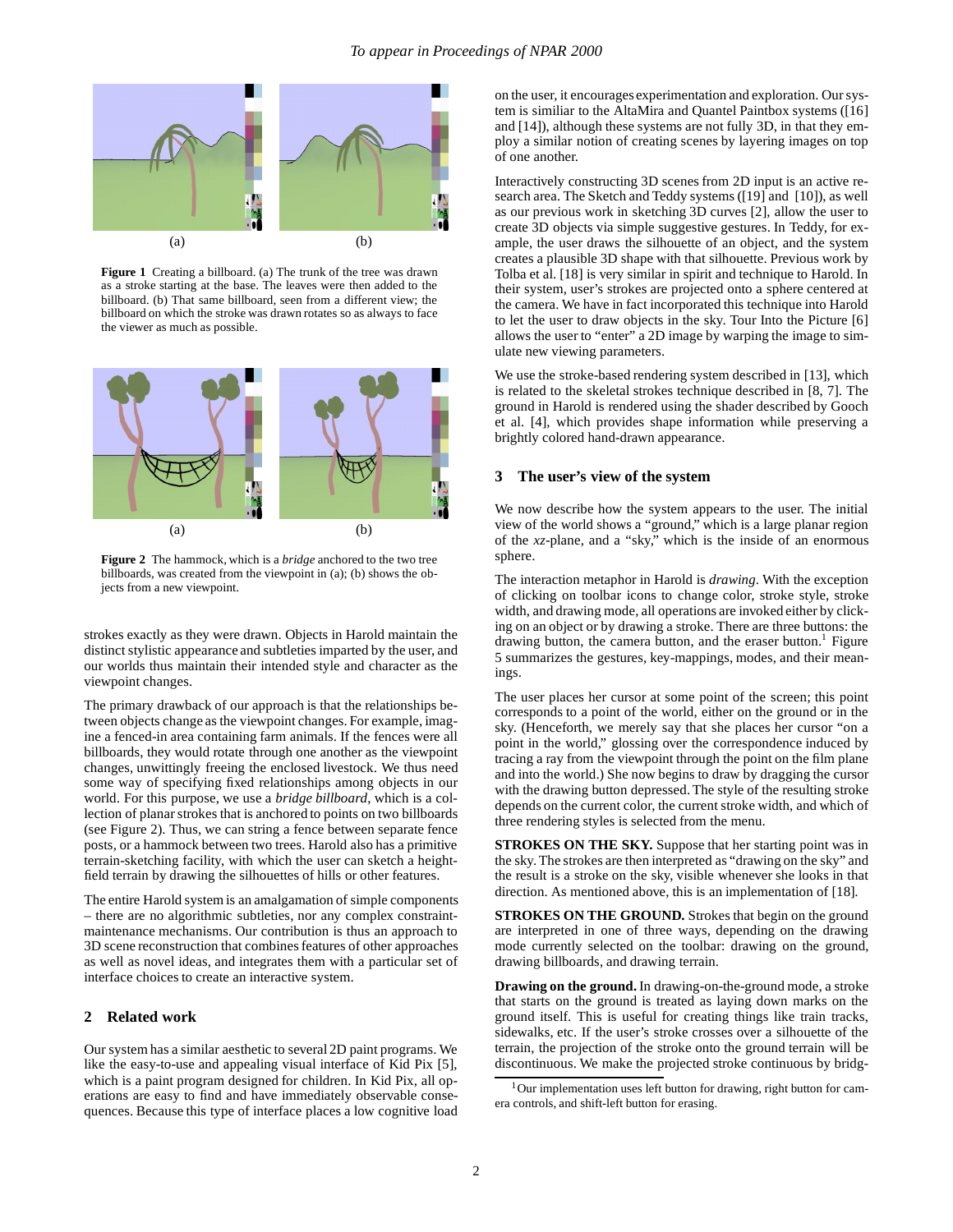(a) (b)

**Figure 1** Creating a billboard. (a) The trunk of the tree was drawn as a stroke starting at the base. The leaves were then added to the billboard. (b) That same billboard, seen from a different view; the billboard on which the stroke was drawn rotates so as always to face the viewer as much as possible.

(a) (b)

**Figure 2** The hammock, which is a *bridge* anchored to the two tree billboards, was created from the viewpoint in (a); (b) shows the objects from a new viewpoint.

strokes exactly as they were drawn. Objects in Harold maintain the distinct stylistic appearance and subtleties imparted by the user, and our worlds thus maintain their intended style and character as the viewpoint changes.

The primary drawback of our approach is that the relationships between objects change as the viewpoint changes. For example, imagine a fenced-in area containing farm animals. If the fences were all billboards, they would rotate through one another as the viewpoint changes, unwittingly freeing the enclosed livestock. We thus need some way of specifying fixed relationships among objects in our world. For this purpose, we use a *bridge billboard*, which is a collection of planar strokes that is anchored to points on two billboards (see Figure 2). Thus, we can string a fence between separate fence posts, or a hammock between two trees. Harold also has a primitive terrain-sketching facility, with which the user can sketch a height-field terrain by drawing the silhouettes of hills or other features.

The entire Harold system is an amalgamation of simple components – there are no algorithmic subtleties, nor any complex constraint-maintenance mechanisms. Our contribution is thus an approach to 3D scene reconstruction that combines features of other approaches as well as novel ideas, and integrates them with a particular set of interface choices to create an interactive system.

## 2 Related work

Our system has a similar aesthetic to several 2D paint programs. We like the easy-to-use and appealing visual interface of Kid Pix [5], which is a paint program designed for children. In Kid Pix, all operations are easy to find and have immediately observable consequences. Because this type of interface places a low cognitive load on the user, it encourages experimentation and exploration. Our system is similiar to the AltaMira and Quantel Paintbox systems ([16] and [14]), although these systems are not fully 3D, in that they employ a similar notion of creating scenes by layering images on top of one another.

Interactively constructing 3D scenes from 2D input is an active research area. The Sketch and Teddy systems ([19] and [10]), as well as our previous work in sketching 3D curves [2], allow the user to create 3D objects via simple suggestive gestures. In Teddy, for example, the user draws the silhouette of an object, and the system creates a plausible 3D shape with that silhouette. Previous work by Tolba et al. [18] is very similar in spirit and technique to Harold. In their system, user's strokes are projected onto a sphere centered at the camera. We have in fact incorporated this technique into Harold to let the user to draw objects in the sky. Tour Into the Picture [6] allows the user to "enter" a 2D image by warping the image to simulate new viewing parameters.

We use the stroke-based rendering system described in [13], which is related to the skeletal strokes technique described in [8, 7]. The ground in Harold is rendered using the shader described by Gooch et al. [4], which provides shape information while preserving a brightly colored hand-drawn appearance.

## 3 The user's view of the system

We now describe how the system appears to the user. The initial view of the world shows a "ground," which is a large planar region of the *xz*-plane, and a "sky," which is the inside of an enormous sphere.

The interaction metaphor in Harold is *drawing*. With the exception of clicking on toolbar icons to change color, stroke style, stroke width, and drawing mode, all operations are invoked either by clicking on an object or by drawing a stroke. There are three buttons: the drawing button, the camera button, and the eraser button.[1] Figure 5 summarizes the gestures, key-mappings, modes, and their meanings.

The user places her cursor at some point of the screen; this point corresponds to a point of the world, either on the ground or in the sky. (Henceforth, we merely say that she places her cursor "on a point in the world," glossing over the correspondence induced by tracing a ray from the viewpoint through the point on the film plane and into the world.) She now begins to draw by dragging the cursor with the drawing button depressed. The style of the resulting stroke depends on the current color, the current stroke width, and which of three rendering styles is selected from the menu.

**STROKES ON THE SKY.** Suppose that her starting point was in the sky. The strokes are then interpreted as "drawing on the sky" and the result is a stroke on the sky, visible whenever she looks in that direction. As mentioned above, this is an implementation of [18].

**STROKES ON THE GROUND.** Strokes that begin on the ground are interpreted in one of three ways, depending on the drawing mode currently selected on the toolbar: drawing on the ground, drawing billboards, and drawing terrain.

**Drawing on the ground.** In drawing-on-the-ground mode, a stroke that starts on the ground is treated as laying down marks on the ground itself. This is useful for creating things like train tracks, sidewalks, etc. If the user's stroke crosses over a silhouette of the terrain, the projection of the stroke onto the ground terrain will be discontinuous. We make the projected stroke continuous by bridg-

[1] Our implementation uses left button for drawing, right button for camera controls, and shift-left button for erasing.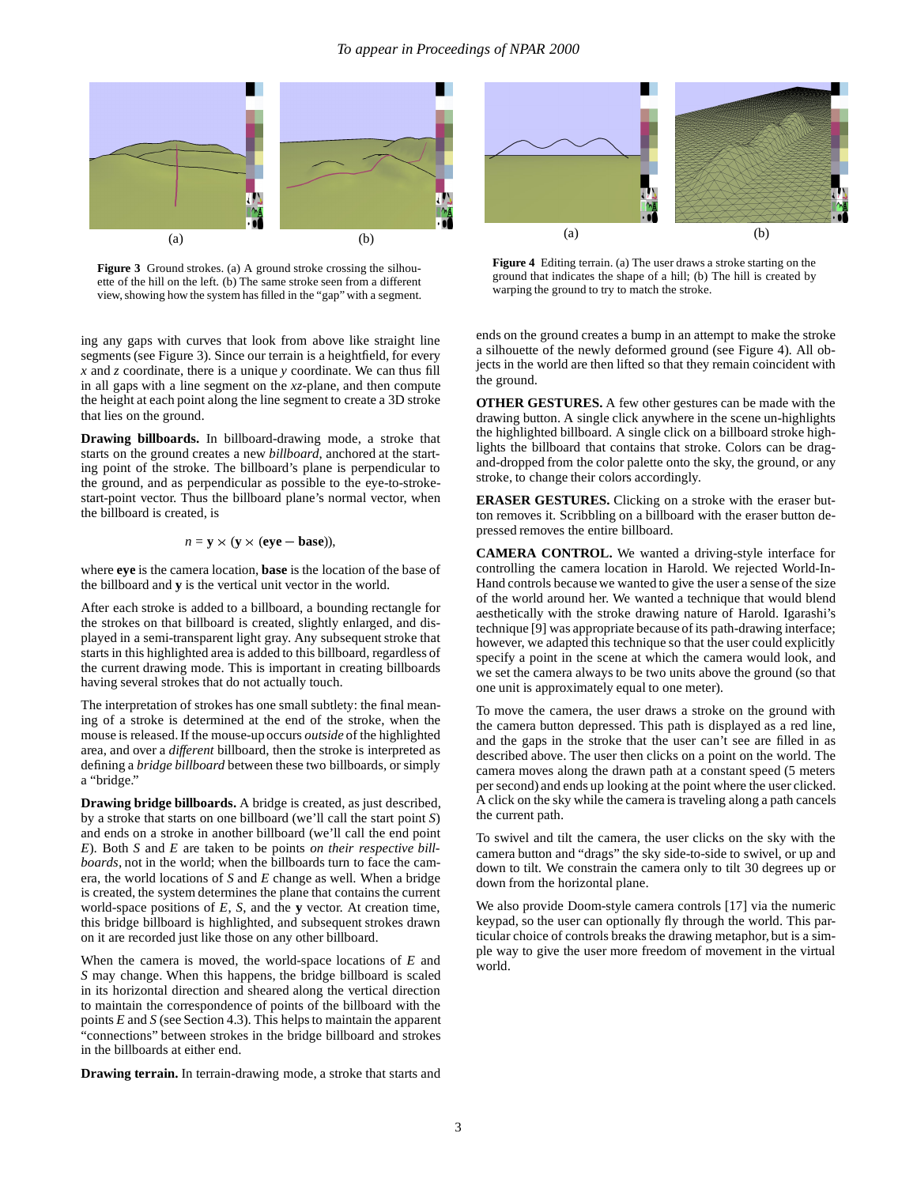(a) (b)

**Figure 3** Ground strokes. (a) A ground stroke crossing the silhouette of the hill on the left. (b) The same stroke seen from a different view, showing how the system has filled in the "gap" with a segment.

(a) (b)

**Figure 4** Editing terrain. (a) The user draws a stroke starting on the ground that indicates the shape of a hill; (b) The hill is created by warping the ground to try to match the stroke.

ing any gaps with curves that look from above like straight line segments (see Figure 3). Since our terrain is a heightfield, for every $x$ and $z$ coordinate, there is a unique $y$ coordinate. We can thus fill in all gaps with a line segment on the $xz$-plane, and then compute the height at each point along the line segment to create a 3D stroke that lies on the ground.

**Drawing billboards.** In billboard-drawing mode, a stroke that starts on the ground creates a new *billboard*, anchored at the starting point of the stroke. The billboard's plane is perpendicular to the ground, and as perpendicular as possible to the eye-to-stroke-start-point vector. Thus the billboard plane's normal vector, when the billboard is created, is

$$n = \mathbf{y} \times (\mathbf{y} \times (\mathbf{eye} - \mathbf{base})),$$

where **eye** is the camera location, **base** is the location of the base of the billboard and **y** is the vertical unit vector in the world.

After each stroke is added to a billboard, a bounding rectangle for the strokes on that billboard is created, slightly enlarged, and displayed in a semi-transparent light gray. Any subsequent stroke that starts in this highlighted area is added to this billboard, regardless of the current drawing mode. This is important in creating billboards having several strokes that do not actually touch.

The interpretation of strokes has one small subtlety: the final meaning of a stroke is determined at the end of the stroke, when the mouse is released. If the mouse-up occurs *outside* of the highlighted area, and over a *different* billboard, then the stroke is interpreted as defining a *bridge billboard* between these two billboards, or simply a "bridge."

**Drawing bridge billboards.** A bridge is created, as just described, by a stroke that starts on one billboard (we'll call the start point $S$) and ends on a stroke in another billboard (we'll call the end point $E$). Both $S$ and $E$ are taken to be points *on their respective billboards*, not in the world; when the billboards turn to face the camera, the world locations of $S$ and $E$ change as well. When a bridge is created, the system determines the plane that contains the current world-space positions of $E$, $S$, and the **y** vector. At creation time, this bridge billboard is highlighted, and subsequent strokes drawn on it are recorded just like those on any other billboard.

When the camera is moved, the world-space locations of $E$ and $S$ may change. When this happens, the bridge billboard is scaled in its horizontal direction and sheared along the vertical direction to maintain the correspondence of points of the billboard with the points $E$ and $S$ (see Section 4.3). This helps to maintain the apparent "connections" between strokes in the bridge billboard and strokes in the billboards at either end.

**Drawing terrain.** In terrain-drawing mode, a stroke that starts and ends on the ground creates a bump in an attempt to make the stroke a silhouette of the newly deformed ground (see Figure 4). All objects in the world are then lifted so that they remain coincident with the ground.

**OTHER GESTURES.** A few other gestures can be made with the drawing button. A single click anywhere in the scene un-highlights the highlighted billboard. A single click on a billboard stroke highlights the billboard that contains that stroke. Colors can be drag-and-dropped from the color palette onto the sky, the ground, or any stroke, to change their colors accordingly.

**ERASER GESTURES.** Clicking on a stroke with the eraser button removes it. Scribbling on a billboard with the eraser button depressed removes the entire billboard.

**CAMERA CONTROL.** We wanted a driving-style interface for controlling the camera location in Harold. We rejected World-In-Hand controls because we wanted to give the user a sense of the size of the world around her. We wanted a technique that would blend aesthetically with the stroke drawing nature of Harold. Igarashi's technique [9] was appropriate because of its path-drawing interface; however, we adapted this technique so that the user could explicitly specify a point in the scene at which the camera would look, and we set the camera always to be two units above the ground (so that one unit is approximately equal to one meter).

To move the camera, the user draws a stroke on the ground with the camera button depressed. This path is displayed as a red line, and the gaps in the stroke that the user can't see are filled in as described above. The user then clicks on a point on the world. The camera moves along the drawn path at a constant speed (5 meters per second) and ends up looking at the point where the user clicked. A click on the sky while the camera is traveling along a path cancels the current path.

To swivel and tilt the camera, the user clicks on the sky with the camera button and "drags" the sky side-to-side to swivel, or up and down to tilt. We constrain the camera only to tilt 30 degrees up or down from the horizontal plane.

We also provide Doom-style camera controls [17] via the numeric keypad, so the user can optionally fly through the world. This particular choice of controls breaks the drawing metaphor, but is a simple way to give the user more freedom of movement in the virtual world.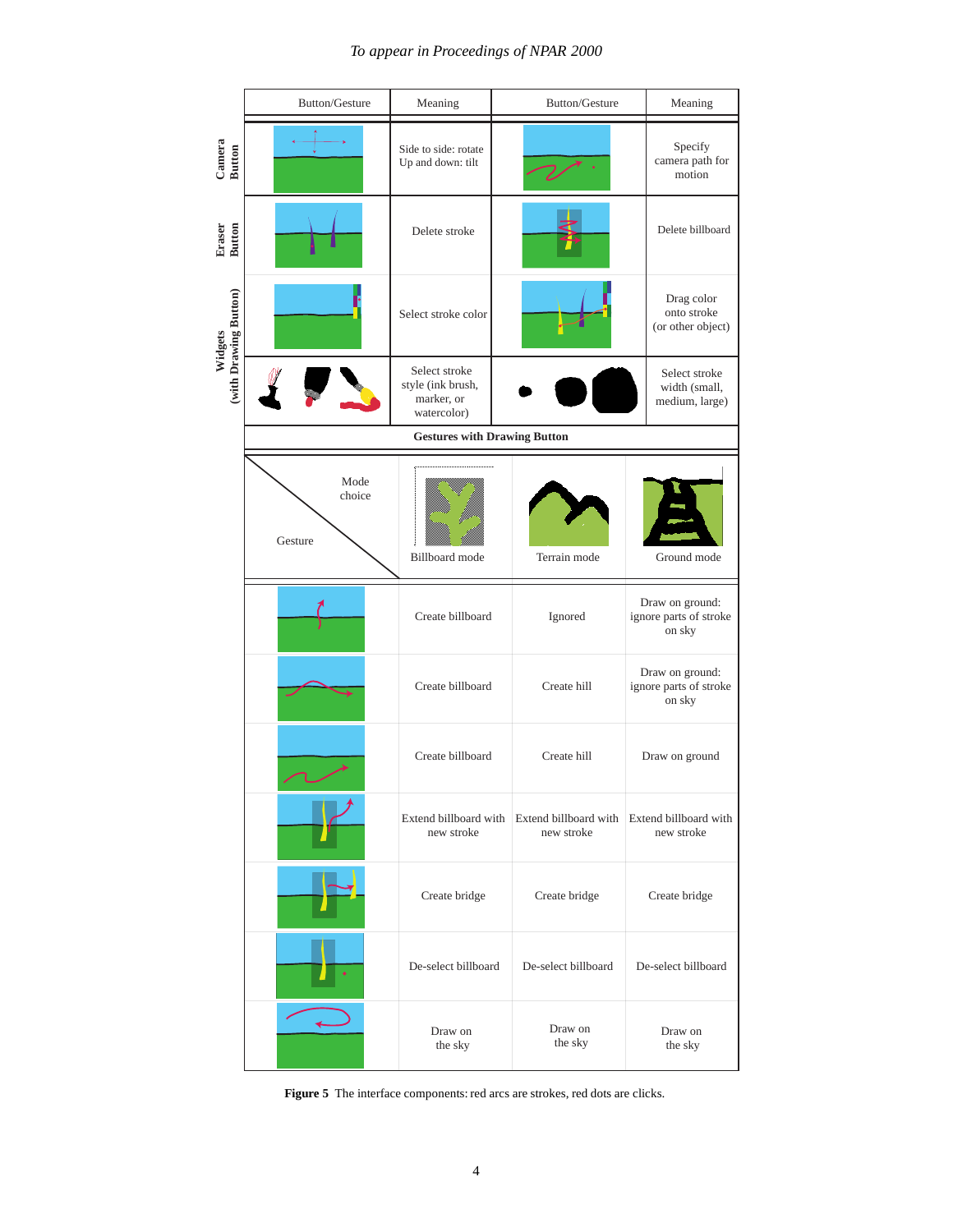| | Button/Gesture | Meaning | Button/Gesture | Meaning |
|---|---|---|---|---|
| Camera Button | | Side to side: rotate Up and down: tilt | | Specify camera path for motion |
| Eraser Button | | Delete stroke | | Delete billboard |
| Widgets (with Drawing Button) | | Select stroke color | | Drag color onto stroke (or other object) |
| | | Select stroke style (ink brush, marker, or watercolor) | | Select stroke width (small, medium, large) |

**Gestures with Drawing Button**

| Gesture \ Mode choice | Billboard mode | Terrain mode | Ground mode |
|---|---|---|---|
| | Create billboard | Ignored | Draw on ground: ignore parts of stroke on sky |
| | Create billboard | Create hill | Draw on ground: ignore parts of stroke on sky |
| | Create billboard | Create hill | Draw on ground |
| | Extend billboard with new stroke | Extend billboard with new stroke | Extend billboard with new stroke |
| | Create bridge | Create bridge | Create bridge |
| | De-select billboard | De-select billboard | De-select billboard |
| | Draw on the sky | Draw on the sky | Draw on the sky |

**Figure 5** The interface components: red arcs are strokes, red dots are clicks.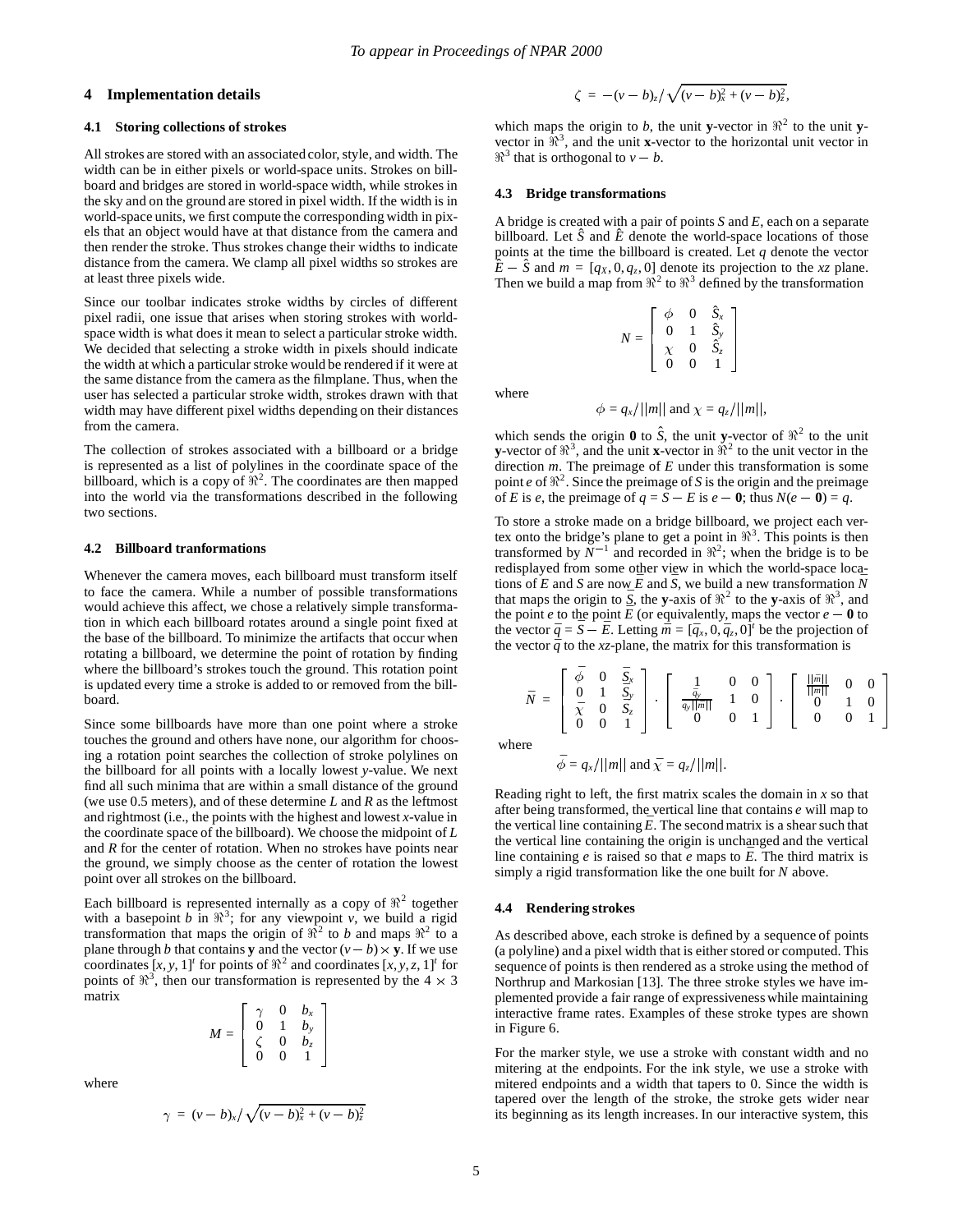## 4 Implementation details

### 4.1 Storing collections of strokes

All strokes are stored with an associated color, style, and width. The width can be in either pixels or world-space units. Strokes on billboard and bridges are stored in world-space width, while strokes in the sky and on the ground are stored in pixel width. If the width is in world-space units, we first compute the corresponding width in pixels that an object would have at that distance from the camera and then render the stroke. Thus strokes change their widths to indicate distance from the camera. We clamp all pixel widths so strokes are at least three pixels wide.

Since our toolbar indicates stroke widths by circles of different pixel radii, one issue that arises when storing strokes with world-space width is what does it mean to select a particular stroke width. We decided that selecting a stroke width in pixels should indicate the width at which a particular stroke would be rendered if it were at the same distance from the camera as the filmplane. Thus, when the user has selected a particular stroke width, strokes drawn with that width may have different pixel widths depending on their distances from the camera.

The collection of strokes associated with a billboard or a bridge is represented as a list of polylines in the coordinate space of the billboard, which is a copy of $\Re^2$. The coordinates are then mapped into the world via the transformations described in the following two sections.

### 4.2 Billboard tranformations

Whenever the camera moves, each billboard must transform itself to face the camera. While a number of possible transformations would achieve this affect, we chose a relatively simple transformation in which each billboard rotates around a single point fixed at the base of the billboard. To minimize the artifacts that occur when rotating a billboard, we determine the point of rotation by finding where the billboard's strokes touch the ground. This rotation point is updated every time a stroke is added to or removed from the billboard.

Since some billboards have more than one point where a stroke touches the ground and others have none, our algorithm for choosing a rotation point searches the collection of stroke polylines on the billboard for all points with a locally lowest $y$-value. We next find all such minima that are within a small distance of the ground (we use 0.5 meters), and of these determine $L$ and $R$ as the leftmost and rightmost (i.e., the points with the highest and lowest $x$-value in the coordinate space of the billboard). We choose the midpoint of $L$ and $R$ for the center of rotation. When no strokes have points near the ground, we simply choose as the center of rotation the lowest point over all strokes on the billboard.

Each billboard is represented internally as a copy of $\Re^2$ together with a basepoint $b$ in $\Re^3$; for any viewpoint $v$, we build a rigid transformation that maps the origin of $\Re^2$ to $b$ and maps $\Re^2$ to a plane through $b$ that contains $\mathbf{y}$ and the vector $(v-b)\times\mathbf{y}$. If we use coordinates $[x,y,1]^t$ for points of $\Re^2$ and coordinates $[x,y,z,1]^t$ for points of $\Re^3$, then our transformation is represented by the $4\times3$ matrix

$$M = \begin{bmatrix} \gamma & 0 & b_x \\ 0 & 1 & b_y \\ \zeta & 0 & b_z \\ 0 & 0 & 1 \end{bmatrix}$$

where

$$\gamma = (v-b)_x \big/ \sqrt{(v-b)_x^2 + (v-b)_z^2}$$

$$\zeta = -(v-b)_z \big/ \sqrt{(v-b)_x^2 + (v-b)_z^2},$$

which maps the origin to $b$, the unit $\mathbf{y}$-vector in $\Re^2$ to the unit $\mathbf{y}$-vector in $\Re^3$, and the unit $\mathbf{x}$-vector to the horizontal unit vector in $\Re^3$ that is orthogonal to $v-b$.

### 4.3 Bridge transformations

A bridge is created with a pair of points $S$ and $E$, each on a separate billboard. Let $\hat{S}$ and $\hat{E}$ denote the world-space locations of those points at the time the billboard is created. Let $q$ denote the vector $\hat{E}-\hat{S}$ and $m=[q_X,0,q_z,0]$ denote its projection to the $xz$ plane. Then we build a map from $\Re^2$ to $\Re^3$ defined by the transformation

$$N = \begin{bmatrix} \phi & 0 & \hat{S}_x \\ 0 & 1 & \hat{S}_y \\ \chi & 0 & \hat{S}_z \\ 0 & 0 & 1 \end{bmatrix}$$

where

$$\phi = q_x/||m|| \text{ and } \chi = q_z/||m||,$$

which sends the origin $\mathbf{0}$ to $\hat{S}$, the unit $\mathbf{y}$-vector of $\Re^2$ to the unit $\mathbf{y}$-vector of $\Re^3$, and the unit $\mathbf{x}$-vector in $\Re^2$ to the unit vector in the direction $m$. The preimage of $E$ under this transformation is some point $e$ of $\Re^2$. Since the preimage of $S$ is the origin and the preimage of $E$ is $e$, the preimage of $q=S-E$ is $e-\mathbf{0}$; thus $N(e-\mathbf{0})=q$.

To store a stroke made on a bridge billboard, we project each vertex onto the bridge's plane to get a point in $\Re^3$. This points is then transformed by $N^{-1}$ and recorded in $\Re^2$; when the bridge is to be redisplayed from some other view in which the world-space locations of $E$ and $S$ are now $\bar{E}$ and $\bar{S}$, we build a new transformation $\bar{N}$ that maps the origin to $\bar{S}$, the $\mathbf{y}$-axis of $\Re^2$ to the $\mathbf{y}$-axis of $\Re^3$, and the point $e$ to the point $\bar{E}$ (or equivalently, maps the vector $e-\mathbf{0}$ to the vector $\bar{q}=\bar{S}-\bar{E}$. Letting $\bar{m}=[\bar{q}_x,0,\bar{q}_z,0]^t$ be the projection of the vector $\bar{q}$ to the $xz$-plane, the matrix for this transformation is

$$\bar{N} = \begin{bmatrix} \bar{\phi} & 0 & \bar{S}_x \\ 0 & 1 & \bar{S}_y \\ \bar{\chi} & 0 & \bar{S}_z \\ 0 & 0 & 1 \end{bmatrix} \cdot \begin{bmatrix} 1 & 0 & 0 \\ \frac{\bar{q}_y}{q_y||m||} & 1 & 0 \\ 0 & 0 & 1 \end{bmatrix} \cdot \begin{bmatrix} \frac{||\bar{m}||}{||m||} & 0 & 0 \\ 0 & 1 & 0 \\ 0 & 0 & 1 \end{bmatrix}$$

where

$$\bar{\phi} = q_x/||m|| \text{ and } \bar{\chi} = q_z/||m||.$$

Reading right to left, the first matrix scales the domain in $x$ so that after being transformed, the vertical line that contains $e$ will map to the vertical line containing $\bar{E}$. The second matrix is a shear such that the vertical line containing the origin is unchanged and the vertical line containing $e$ is raised so that $e$ maps to $\bar{E}$. The third matrix is simply a rigid transformation like the one built for $N$ above.

### 4.4 Rendering strokes

As described above, each stroke is defined by a sequence of points (a polyline) and a pixel width that is either stored or computed. This sequence of points is then rendered as a stroke using the method of Northrup and Markosian [13]. The three stroke styles we have implemented provide a fair range of expressiveness while maintaining interactive frame rates. Examples of these stroke types are shown in Figure 6.

For the marker style, we use a stroke with constant width and no mitering at the endpoints. For the ink style, we use a stroke with mitered endpoints and a width that tapers to 0. Since the width is tapered over the length of the stroke, the stroke gets wider near its beginning as its length increases. In our interactive system, this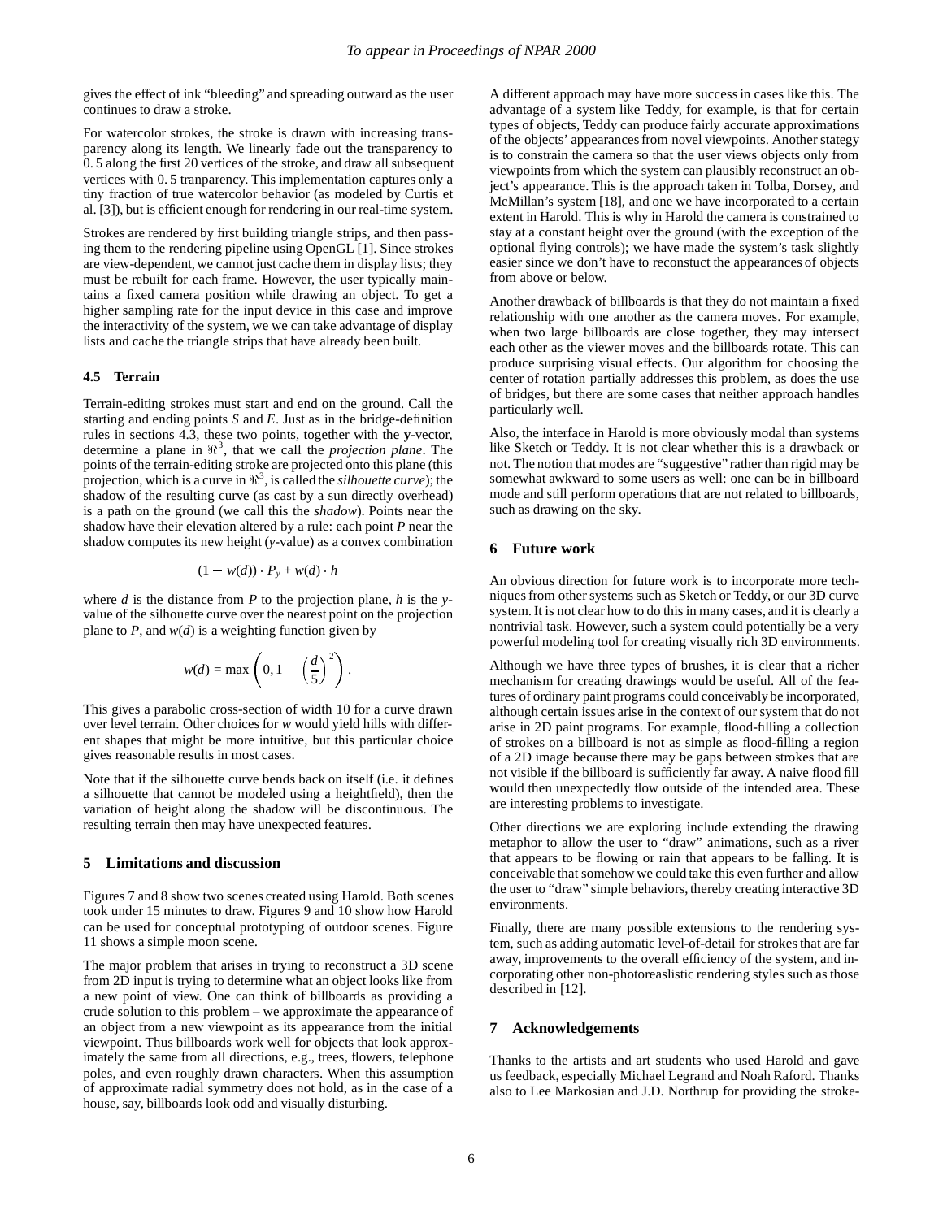gives the effect of ink "bleeding" and spreading outward as the user continues to draw a stroke.

For watercolor strokes, the stroke is drawn with increasing transparency along its length. We linearly fade out the transparency to 0.5 along the first 20 vertices of the stroke, and draw all subsequent vertices with 0.5 tranparency. This implementation captures only a tiny fraction of true watercolor behavior (as modeled by Curtis et al. [3]), but is efficient enough for rendering in our real-time system.

Strokes are rendered by first building triangle strips, and then passing them to the rendering pipeline using OpenGL [1]. Since strokes are view-dependent, we cannot just cache them in display lists; they must be rebuilt for each frame. However, the user typically maintains a fixed camera position while drawing an object. To get a higher sampling rate for the input device in this case and improve the interactivity of the system, we we can take advantage of display lists and cache the triangle strips that have already been built.

### 4.5 Terrain

Terrain-editing strokes must start and end on the ground. Call the starting and ending points $S$ and $E$. Just as in the bridge-definition rules in sections 4.3, these two points, together with the **y**-vector, determine a plane in $\Re^3$, that we call the *projection plane*. The points of the terrain-editing stroke are projected onto this plane (this projection, which is a curve in $\Re^3$, is called the *silhouette curve*); the shadow of the resulting curve (as cast by a sun directly overhead) is a path on the ground (we call this the *shadow*). Points near the shadow have their elevation altered by a rule: each point $P$ near the shadow computes its new height ($y$-value) as a convex combination

$$(1 - w(d)) \cdot P_y + w(d) \cdot h$$

where $d$ is the distance from $P$ to the projection plane, $h$ is the $y$-value of the silhouette curve over the nearest point on the projection plane to $P$, and $w(d)$ is a weighting function given by

$$w(d) = \max\left(0, 1 - \left(\frac{d}{5}\right)^2\right).$$

This gives a parabolic cross-section of width 10 for a curve drawn over level terrain. Other choices for $w$ would yield hills with different shapes that might be more intuitive, but this particular choice gives reasonable results in most cases.

Note that if the silhouette curve bends back on itself (i.e. it defines a silhouette that cannot be modeled using a heightfield), then the variation of height along the shadow will be discontinuous. The resulting terrain then may have unexpected features.

## 5 Limitations and discussion

Figures 7 and 8 show two scenes created using Harold. Both scenes took under 15 minutes to draw. Figures 9 and 10 show how Harold can be used for conceptual prototyping of outdoor scenes. Figure 11 shows a simple moon scene.

The major problem that arises in trying to reconstruct a 3D scene from 2D input is trying to determine what an object looks like from a new point of view. One can think of billboards as providing a crude solution to this problem – we approximate the appearance of an object from a new viewpoint as its appearance from the initial viewpoint. Thus billboards work well for objects that look approximately the same from all directions, e.g., trees, flowers, telephone poles, and even roughly drawn characters. When this assumption of approximate radial symmetry does not hold, as in the case of a house, say, billboards look odd and visually disturbing.

A different approach may have more success in cases like this. The advantage of a system like Teddy, for example, is that for certain types of objects, Teddy can produce fairly accurate approximations of the objects' appearances from novel viewpoints. Another stategy is to constrain the camera so that the user views objects only from viewpoints from which the system can plausibly reconstruct an object's appearance. This is the approach taken in Tolba, Dorsey, and McMillan's system [18], and one we have incorporated to a certain extent in Harold. This is why in Harold the camera is constrained to stay at a constant height over the ground (with the exception of the optional flying controls); we have made the system's task slightly easier since we don't have to reconstuct the appearances of objects from above or below.

Another drawback of billboards is that they do not maintain a fixed relationship with one another as the camera moves. For example, when two large billboards are close together, they may intersect each other as the viewer moves and the billboards rotate. This can produce surprising visual effects. Our algorithm for choosing the center of rotation partially addresses this problem, as does the use of bridges, but there are some cases that neither approach handles particularly well.

Also, the interface in Harold is more obviously modal than systems like Sketch or Teddy. It is not clear whether this is a drawback or not. The notion that modes are "suggestive" rather than rigid may be somewhat awkward to some users as well: one can be in billboard mode and still perform operations that are not related to billboards, such as drawing on the sky.

## 6 Future work

An obvious direction for future work is to incorporate more techniques from other systems such as Sketch or Teddy, or our 3D curve system. It is not clear how to do this in many cases, and it is clearly a nontrivial task. However, such a system could potentially be a very powerful modeling tool for creating visually rich 3D environments.

Although we have three types of brushes, it is clear that a richer mechanism for creating drawings would be useful. All of the features of ordinary paint programs could conceivably be incorporated, although certain issues arise in the context of our system that do not arise in 2D paint programs. For example, flood-filling a collection of strokes on a billboard is not as simple as flood-filling a region of a 2D image because there may be gaps between strokes that are not visible if the billboard is sufficiently far away. A naive flood fill would then unexpectedly flow outside of the intended area. These are interesting problems to investigate.

Other directions we are exploring include extending the drawing metaphor to allow the user to "draw" animations, such as a river that appears to be flowing or rain that appears to be falling. It is conceivable that somehow we could take this even further and allow the user to "draw" simple behaviors, thereby creating interactive 3D environments.

Finally, there are many possible extensions to the rendering system, such as adding automatic level-of-detail for strokes that are far away, improvements to the overall efficiency of the system, and incorporating other non-photoreaslistic rendering styles such as those described in [12].

## 7 Acknowledgements

Thanks to the artists and art students who used Harold and gave us feedback, especially Michael Legrand and Noah Raford. Thanks also to Lee Markosian and J.D. Northrup for providing the stroke-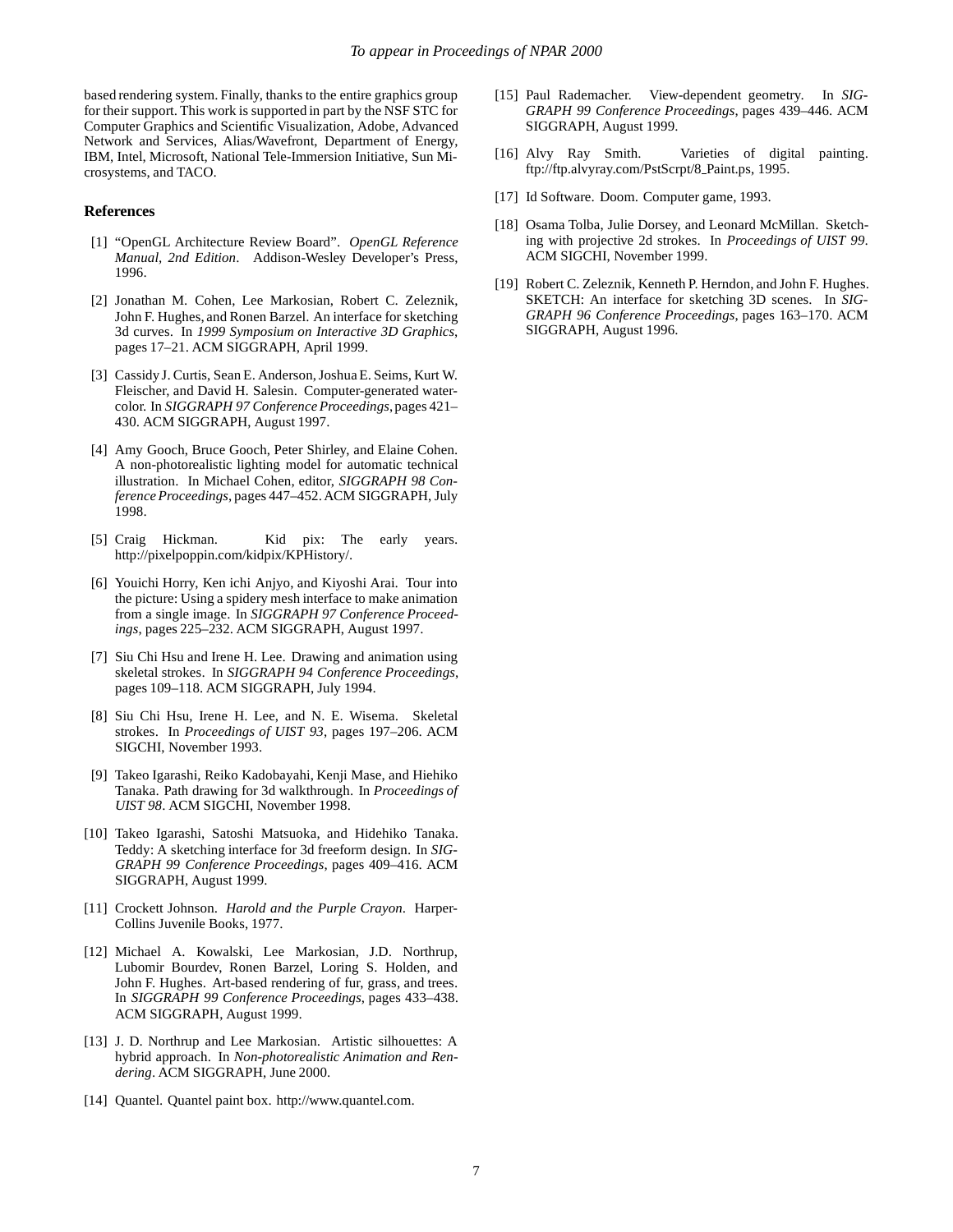based rendering system. Finally, thanks to the entire graphics group for their support. This work is supported in part by the NSF STC for Computer Graphics and Scientific Visualization, Adobe, Advanced Network and Services, Alias/Wavefront, Department of Energy, IBM, Intel, Microsoft, National Tele-Immersion Initiative, Sun Microsystems, and TACO.

## References

[1] "OpenGL Architecture Review Board". *OpenGL Reference Manual, 2nd Edition*. Addison-Wesley Developer's Press, 1996.

[2] Jonathan M. Cohen, Lee Markosian, Robert C. Zeleznik, John F. Hughes, and Ronen Barzel. An interface for sketching 3d curves. In *1999 Symposium on Interactive 3D Graphics*, pages 17–21. ACM SIGGRAPH, April 1999.

[3] Cassidy J. Curtis, Sean E. Anderson, Joshua E. Seims, Kurt W. Fleischer, and David H. Salesin. Computer-generated watercolor. In *SIGGRAPH 97 Conference Proceedings*, pages 421–430. ACM SIGGRAPH, August 1997.

[4] Amy Gooch, Bruce Gooch, Peter Shirley, and Elaine Cohen. A non-photorealistic lighting model for automatic technical illustration. In Michael Cohen, editor, *SIGGRAPH 98 Conference Proceedings*, pages 447–452. ACM SIGGRAPH, July 1998.

[5] Craig Hickman. Kid pix: The early years. http://pixelpoppin.com/kidpix/KPHistory/.

[6] Youichi Horry, Ken ichi Anjyo, and Kiyoshi Arai. Tour into the picture: Using a spidery mesh interface to make animation from a single image. In *SIGGRAPH 97 Conference Proceedings*, pages 225–232. ACM SIGGRAPH, August 1997.

[7] Siu Chi Hsu and Irene H. Lee. Drawing and animation using skeletal strokes. In *SIGGRAPH 94 Conference Proceedings*, pages 109–118. ACM SIGGRAPH, July 1994.

[8] Siu Chi Hsu, Irene H. Lee, and N. E. Wisema. Skeletal strokes. In *Proceedings of UIST 93*, pages 197–206. ACM SIGCHI, November 1993.

[9] Takeo Igarashi, Reiko Kadobayahi, Kenji Mase, and Hiehiko Tanaka. Path drawing for 3d walkthrough. In *Proceedings of UIST 98*. ACM SIGCHI, November 1998.

[10] Takeo Igarashi, Satoshi Matsuoka, and Hidehiko Tanaka. Teddy: A sketching interface for 3d freeform design. In *SIGGRAPH 99 Conference Proceedings*, pages 409–416. ACM SIGGRAPH, August 1999.

[11] Crockett Johnson. *Harold and the Purple Crayon*. HarperCollins Juvenile Books, 1977.

[12] Michael A. Kowalski, Lee Markosian, J.D. Northrup, Lubomir Bourdev, Ronen Barzel, Loring S. Holden, and John F. Hughes. Art-based rendering of fur, grass, and trees. In *SIGGRAPH 99 Conference Proceedings*, pages 433–438. ACM SIGGRAPH, August 1999.

[13] J. D. Northrup and Lee Markosian. Artistic silhouettes: A hybrid approach. In *Non-photorealistic Animation and Rendering*. ACM SIGGRAPH, June 2000.

[14] Quantel. Quantel paint box. http://www.quantel.com.

[15] Paul Rademacher. View-dependent geometry. In *SIGGRAPH 99 Conference Proceedings*, pages 439–446. ACM SIGGRAPH, August 1999.

[16] Alvy Ray Smith. Varieties of digital painting. ftp://ftp.alvyray.com/PstScrpt/8_Paint.ps, 1995.

[17] Id Software. Doom. Computer game, 1993.

[18] Osama Tolba, Julie Dorsey, and Leonard McMillan. Sketching with projective 2d strokes. In *Proceedings of UIST 99*. ACM SIGCHI, November 1999.

[19] Robert C. Zeleznik, Kenneth P. Herndon, and John F. Hughes. SKETCH: An interface for sketching 3D scenes. In *SIGGRAPH 96 Conference Proceedings*, pages 163–170. ACM SIGGRAPH, August 1996.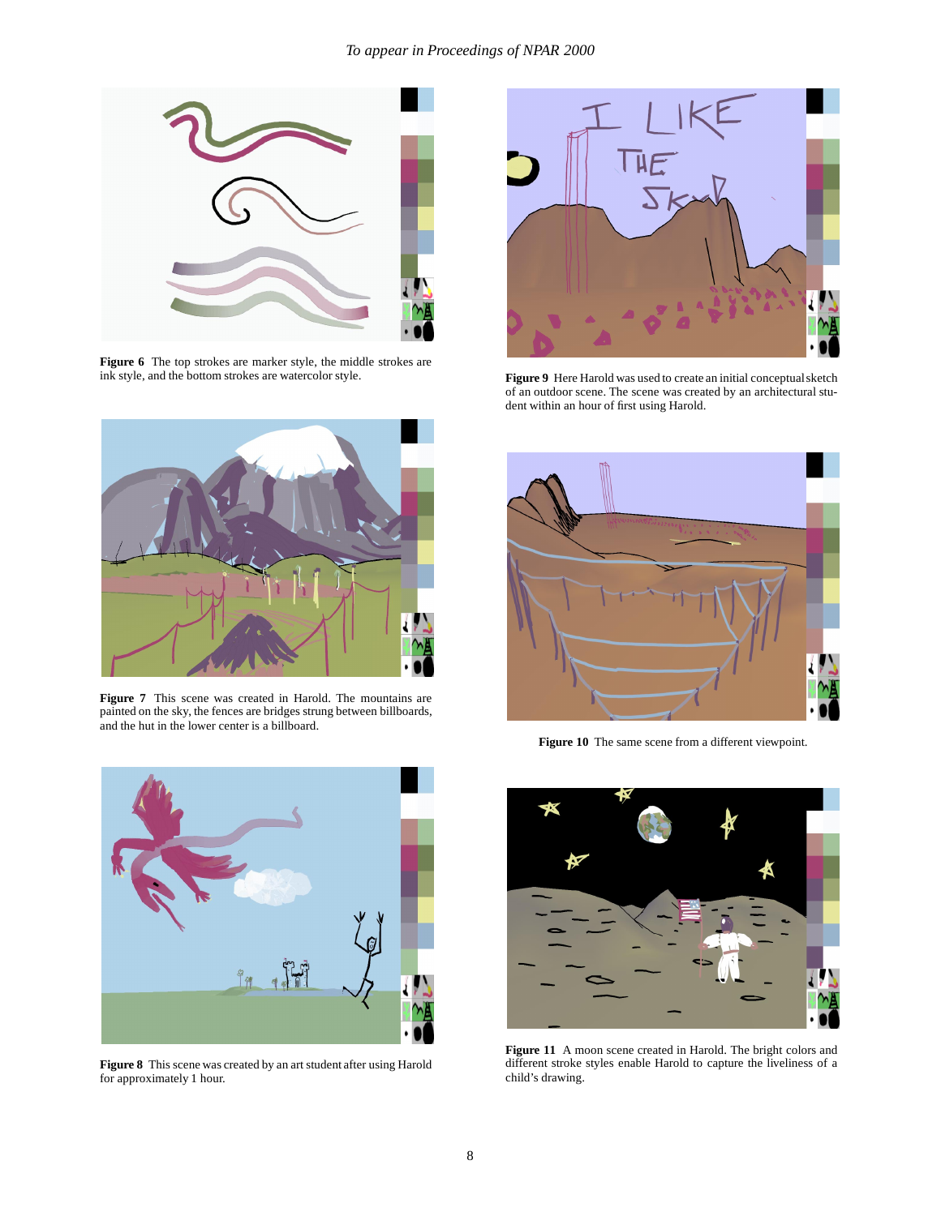**Figure 6** The top strokes are marker style, the middle strokes are ink style, and the bottom strokes are watercolor style.

**Figure 7** This scene was created in Harold. The mountains are painted on the sky, the fences are bridges strung between billboards, and the hut in the lower center is a billboard.

**Figure 8** This scene was created by an art student after using Harold for approximately 1 hour.

**Figure 9** Here Harold was used to create an initial conceptual sketch of an outdoor scene. The scene was created by an architectural student within an hour of first using Harold.

**Figure 10** The same scene from a different viewpoint.

**Figure 11** A moon scene created in Harold. The bright colors and different stroke styles enable Harold to capture the liveliness of a child's drawing.